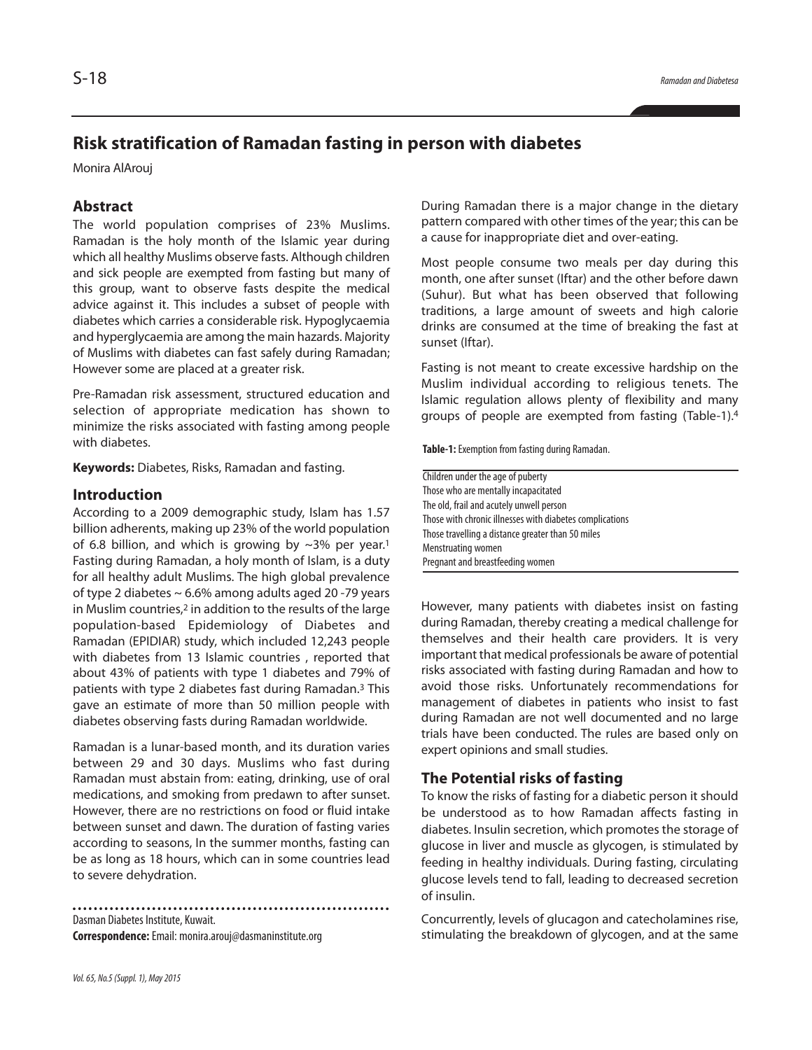# Risk stratification of Ramadan fasting in person with diabetes

Monira AlArouj

## Abstract

The world population comprises of 23% Muslims. Ramadan is the holy month of the Islamic year during which all healthy Muslims observe fasts. Although children and sick people are exempted from fasting but many of this group, want to observe fasts despite the medical advice against it. This includes a subset of people with diabetes which carries a considerable risk. Hypoglycaemia and hyperglycaemia are among the main hazards. Majority of Muslims with diabetes can fast safely during Ramadan; However some are placed at a greater risk.

Pre-Ramadan risk assessment, structured education and selection of appropriate medication has shown to minimize the risks associated with fasting among people with diabetes.

**Keywords:** Diabetes, Risks, Ramadan and fasting.

## Introduction

According to a 2009 demographic study, Islam has 1.57 billion adherents, making up 23% of the world population of 6.8 billion, and which is growing by ~3% per year.[1] Fasting during Ramadan, a holy month of Islam, is a duty for all healthy adult Muslims. The high global prevalence of type 2 diabetes ~ 6.6% among adults aged 20 -79 years in Muslim countries,[2] in addition to the results of the large population-based Epidemiology of Diabetes and Ramadan (EPIDIAR) study, which included 12,243 people with diabetes from 13 Islamic countries , reported that about 43% of patients with type 1 diabetes and 79% of patients with type 2 diabetes fast during Ramadan.[3] This gave an estimate of more than 50 million people with diabetes observing fasts during Ramadan worldwide.

Ramadan is a lunar-based month, and its duration varies between 29 and 30 days. Muslims who fast during Ramadan must abstain from: eating, drinking, use of oral medications, and smoking from predawn to after sunset. However, there are no restrictions on food or fluid intake between sunset and dawn. The duration of fasting varies according to seasons, In the summer months, fasting can be as long as 18 hours, which can in some countries lead to severe dehydration.

Dasman Diabetes Institute, Kuwait.

**Correspondence:** Email: monira.arouj@dasmaninstitute.org

During Ramadan there is a major change in the dietary pattern compared with other times of the year; this can be a cause for inappropriate diet and over-eating.

Most people consume two meals per day during this month, one after sunset (Iftar) and the other before dawn (Suhur). But what has been observed that following traditions, a large amount of sweets and high calorie drinks are consumed at the time of breaking the fast at sunset (Iftar).

Fasting is not meant to create excessive hardship on the Muslim individual according to religious tenets. The Islamic regulation allows plenty of flexibility and many groups of people are exempted from fasting (Table-1).[4]

**Table-1:** Exemption from fasting during Ramadan.

| |
|---|
| Children under the age of puberty |
| Those who are mentally incapacitated |
| The old, frail and acutely unwell person |
| Those with chronic illnesses with diabetes complications |
| Those travelling a distance greater than 50 miles |
| Menstruating women |
| Pregnant and breastfeeding women |

However, many patients with diabetes insist on fasting during Ramadan, thereby creating a medical challenge for themselves and their health care providers. It is very important that medical professionals be aware of potential risks associated with fasting during Ramadan and how to avoid those risks. Unfortunately recommendations for management of diabetes in patients who insist to fast during Ramadan are not well documented and no large trials have been conducted. The rules are based only on expert opinions and small studies.

## The Potential risks of fasting

To know the risks of fasting for a diabetic person it should be understood as to how Ramadan affects fasting in diabetes. Insulin secretion, which promotes the storage of glucose in liver and muscle as glycogen, is stimulated by feeding in healthy individuals. During fasting, circulating glucose levels tend to fall, leading to decreased secretion of insulin.

Concurrently, levels of glucagon and catecholamines rise, stimulating the breakdown of glycogen, and at the same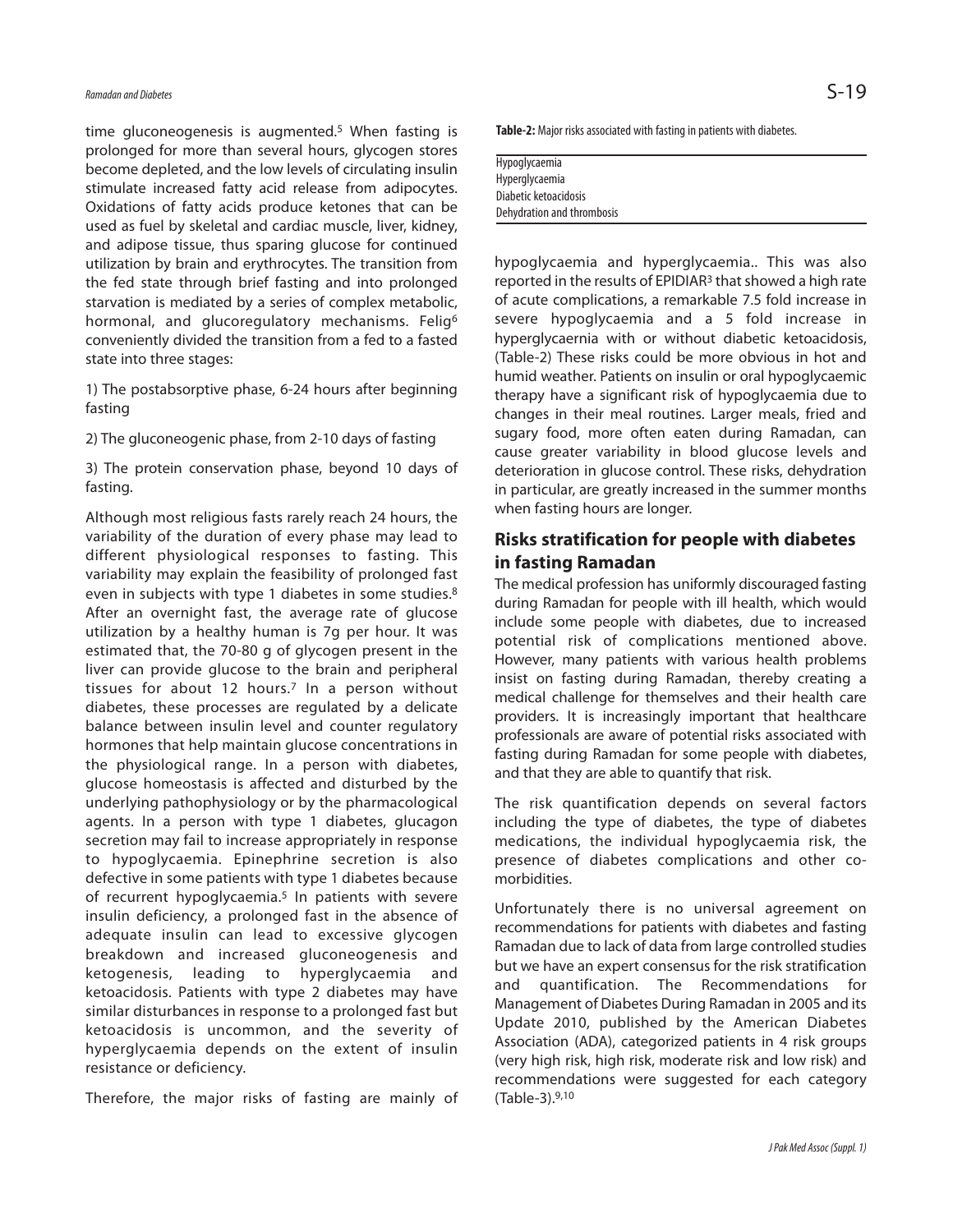time gluconeogenesis is augmented.[5] When fasting is prolonged for more than several hours, glycogen stores become depleted, and the low levels of circulating insulin stimulate increased fatty acid release from adipocytes. Oxidations of fatty acids produce ketones that can be used as fuel by skeletal and cardiac muscle, liver, kidney, and adipose tissue, thus sparing glucose for continued utilization by brain and erythrocytes. The transition from the fed state through brief fasting and into prolonged starvation is mediated by a series of complex metabolic, hormonal, and glucoregulatory mechanisms. Felig[6] conveniently divided the transition from a fed to a fasted state into three stages:

1) The postabsorptive phase, 6-24 hours after beginning fasting

2) The gluconeogenic phase, from 2-10 days of fasting

3) The protein conservation phase, beyond 10 days of fasting.

Although most religious fasts rarely reach 24 hours, the variability of the duration of every phase may lead to different physiological responses to fasting. This variability may explain the feasibility of prolonged fast even in subjects with type 1 diabetes in some studies.[8] After an overnight fast, the average rate of glucose utilization by a healthy human is 7g per hour. It was estimated that, the 70-80 g of glycogen present in the liver can provide glucose to the brain and peripheral tissues for about 12 hours.[7] In a person without diabetes, these processes are regulated by a delicate balance between insulin level and counter regulatory hormones that help maintain glucose concentrations in the physiological range. In a person with diabetes, glucose homeostasis is affected and disturbed by the underlying pathophysiology or by the pharmacological agents. In a person with type 1 diabetes, glucagon secretion may fail to increase appropriately in response to hypoglycaemia. Epinephrine secretion is also defective in some patients with type 1 diabetes because of recurrent hypoglycaemia.[5] In patients with severe insulin deficiency, a prolonged fast in the absence of adequate insulin can lead to excessive glycogen breakdown and increased gluconeogenesis and ketogenesis, leading to hyperglycaemia and ketoacidosis. Patients with type 2 diabetes may have similar disturbances in response to a prolonged fast but ketoacidosis is uncommon, and the severity of hyperglycaemia depends on the extent of insulin resistance or deficiency.

Therefore, the major risks of fasting are mainly of hypoglycaemia and hyperglycaemia.. This was also reported in the results of EPIDIAR[3] that showed a high rate of acute complications, a remarkable 7.5 fold increase in severe hypoglycaemia and a 5 fold increase in hyperglycaernia with or without diabetic ketoacidosis, (Table-2) These risks could be more obvious in hot and humid weather. Patients on insulin or oral hypoglycaemic therapy have a significant risk of hypoglycaemia due to changes in their meal routines. Larger meals, fried and sugary food, more often eaten during Ramadan, can cause greater variability in blood glucose levels and deterioration in glucose control. These risks, dehydration in particular, are greatly increased in the summer months when fasting hours are longer.

**Table-2:** Major risks associated with fasting in patients with diabetes.

| |
|---|
| Hypoglycaemia |
| Hyperglycaemia |
| Diabetic ketoacidosis |
| Dehydration and thrombosis |

## Risks stratification for people with diabetes in fasting Ramadan

The medical profession has uniformly discouraged fasting during Ramadan for people with ill health, which would include some people with diabetes, due to increased potential risk of complications mentioned above. However, many patients with various health problems insist on fasting during Ramadan, thereby creating a medical challenge for themselves and their health care providers. It is increasingly important that healthcare professionals are aware of potential risks associated with fasting during Ramadan for some people with diabetes, and that they are able to quantify that risk.

The risk quantification depends on several factors including the type of diabetes, the type of diabetes medications, the individual hypoglycaemia risk, the presence of diabetes complications and other co-morbidities.

Unfortunately there is no universal agreement on recommendations for patients with diabetes and fasting Ramadan due to lack of data from large controlled studies but we have an expert consensus for the risk stratification and quantification. The Recommendations for Management of Diabetes During Ramadan in 2005 and its Update 2010, published by the American Diabetes Association (ADA), categorized patients in 4 risk groups (very high risk, high risk, moderate risk and low risk) and recommendations were suggested for each category (Table-3).[9,10]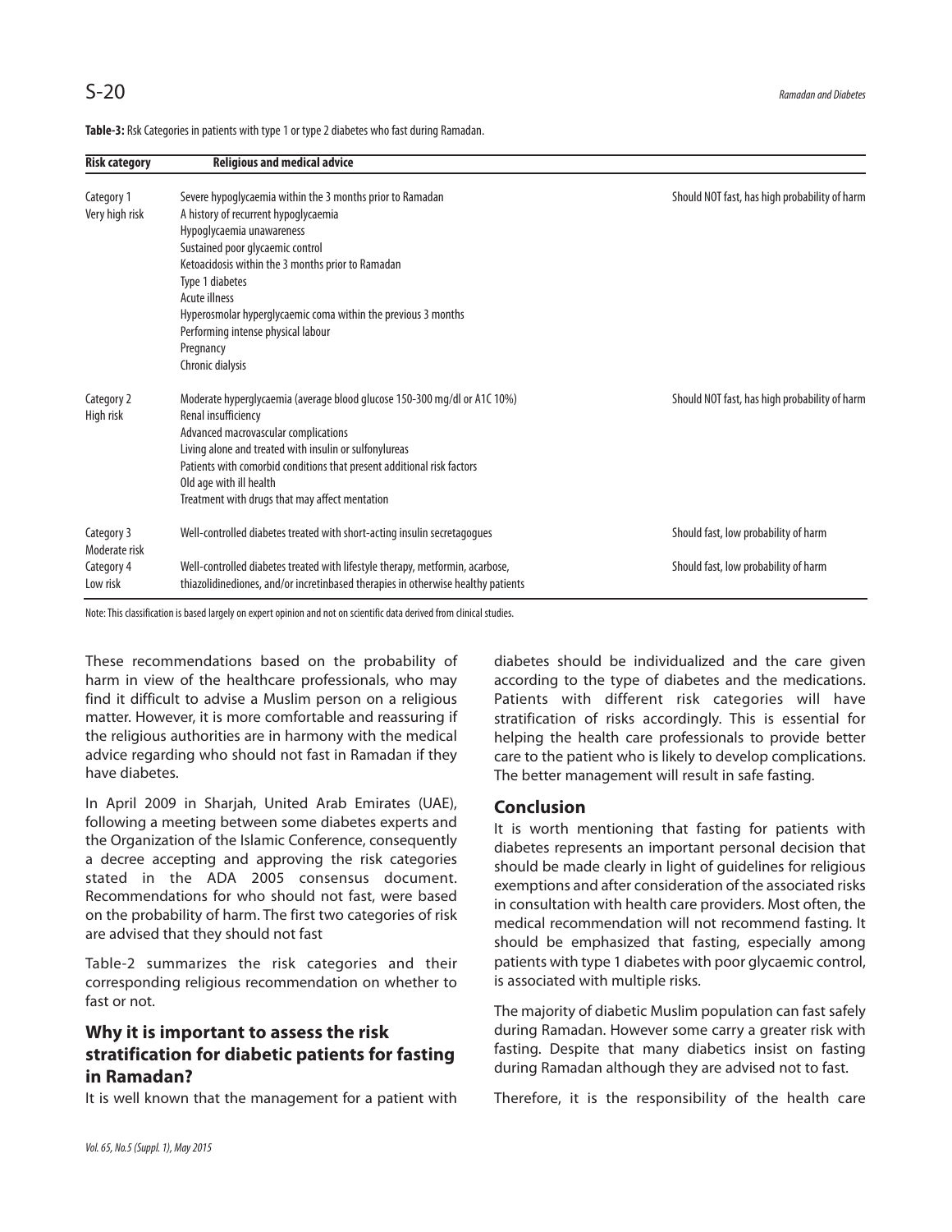**Table-3:** Rsk Categories in patients with type 1 or type 2 diabetes who fast during Ramadan.

| Risk category | Religious and medical advice | |
|---|---|---|
| Category 1 Very high risk | Severe hypoglycaemia within the 3 months prior to Ramadan<br>A history of recurrent hypoglycaemia<br>Hypoglycaemia unawareness<br>Sustained poor glycaemic control<br>Ketoacidosis within the 3 months prior to Ramadan<br>Type 1 diabetes<br>Acute illness<br>Hyperosmolar hyperglycaemic coma within the previous 3 months<br>Performing intense physical labour<br>Pregnancy<br>Chronic dialysis | Should NOT fast, has high probability of harm |
| Category 2 High risk | Moderate hyperglycaemia (average blood glucose 150-300 mg/dl or A1C 10%)<br>Renal insufficiency<br>Advanced macrovascular complications<br>Living alone and treated with insulin or sulfonylureas<br>Patients with comorbid conditions that present additional risk factors<br>Old age with ill health<br>Treatment with drugs that may affect mentation | Should NOT fast, has high probability of harm |
| Category 3 Moderate risk | Well-controlled diabetes treated with short-acting insulin secretagogues | Should fast, low probability of harm |
| Category 4 Low risk | Well-controlled diabetes treated with lifestyle therapy, metformin, acarbose, thiazolidinediones, and/or incretinbased therapies in otherwise healthy patients | Should fast, low probability of harm |

Note: This classification is based largely on expert opinion and not on scientific data derived from clinical studies.

These recommendations based on the probability of harm in view of the healthcare professionals, who may find it difficult to advise a Muslim person on a religious matter. However, it is more comfortable and reassuring if the religious authorities are in harmony with the medical advice regarding who should not fast in Ramadan if they have diabetes.

In April 2009 in Sharjah, United Arab Emirates (UAE), following a meeting between some diabetes experts and the Organization of the Islamic Conference, consequently a decree accepting and approving the risk categories stated in the ADA 2005 consensus document. Recommendations for who should not fast, were based on the probability of harm. The first two categories of risk are advised that they should not fast

Table-2 summarizes the risk categories and their corresponding religious recommendation on whether to fast or not.

## Why it is important to assess the risk stratification for diabetic patients for fasting in Ramadan?

It is well known that the management for a patient with diabetes should be individualized and the care given according to the type of diabetes and the medications. Patients with different risk categories will have stratification of risks accordingly. This is essential for helping the health care professionals to provide better care to the patient who is likely to develop complications. The better management will result in safe fasting.

## Conclusion

It is worth mentioning that fasting for patients with diabetes represents an important personal decision that should be made clearly in light of guidelines for religious exemptions and after consideration of the associated risks in consultation with health care providers. Most often, the medical recommendation will not recommend fasting. It should be emphasized that fasting, especially among patients with type 1 diabetes with poor glycaemic control, is associated with multiple risks.

The majority of diabetic Muslim population can fast safely during Ramadan. However some carry a greater risk with fasting. Despite that many diabetics insist on fasting during Ramadan although they are advised not to fast.

Therefore, it is the responsibility of the health care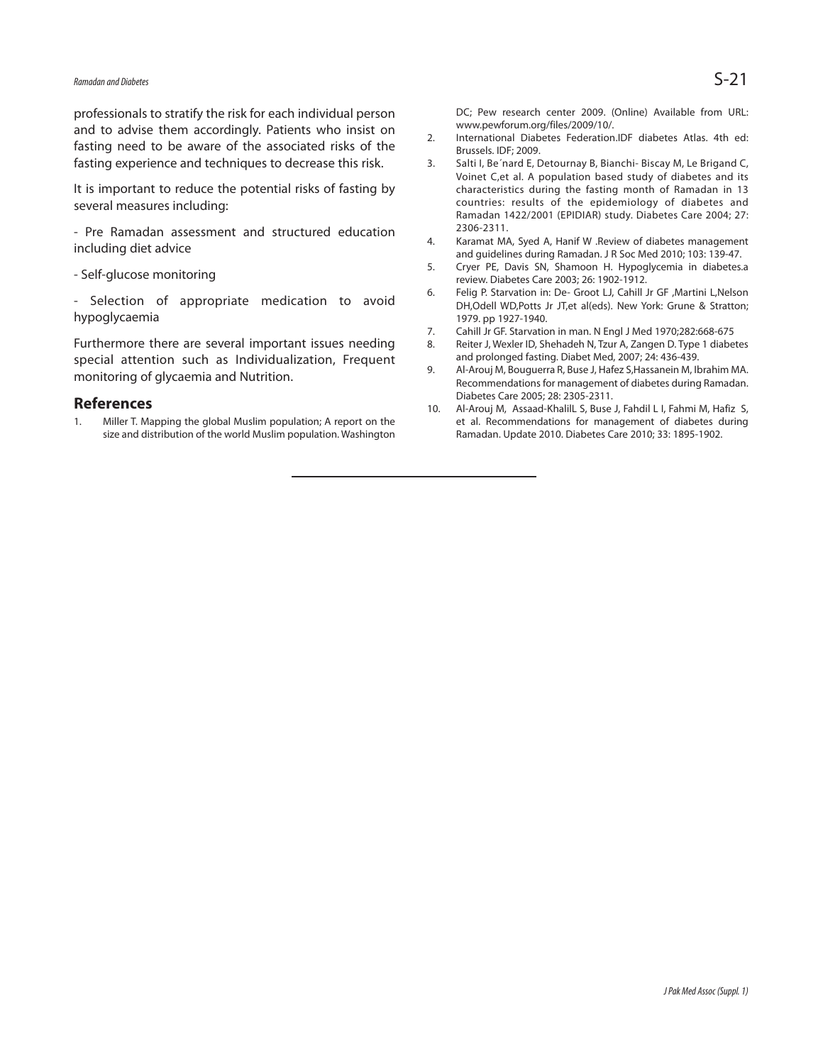professionals to stratify the risk for each individual person and to advise them accordingly. Patients who insist on fasting need to be aware of the associated risks of the fasting experience and techniques to decrease this risk.

It is important to reduce the potential risks of fasting by several measures including:

- Pre Ramadan assessment and structured education including diet advice

- Self-glucose monitoring

- Selection of appropriate medication to avoid hypoglycaemia

Furthermore there are several important issues needing special attention such as Individualization, Frequent monitoring of glycaemia and Nutrition.

## References

1. Miller T. Mapping the global Muslim population; A report on the size and distribution of the world Muslim population. Washington DC; Pew research center 2009. (Online) Available from URL: www.pewforum.org/files/2009/10/.
2. International Diabetes Federation.IDF diabetes Atlas. 4th ed: Brussels. IDF; 2009.
3. Salti I, Be´nard E, Detournay B, Bianchi- Biscay M, Le Brigand C, Voinet C,et al. A population based study of diabetes and its characteristics during the fasting month of Ramadan in 13 countries: results of the epidemiology of diabetes and Ramadan 1422/2001 (EPIDIAR) study. Diabetes Care 2004; 27: 2306-2311.
4. Karamat MA, Syed A, Hanif W .Review of diabetes management and guidelines during Ramadan. J R Soc Med 2010; 103: 139-47.
5. Cryer PE, Davis SN, Shamoon H. Hypoglycemia in diabetes.a review. Diabetes Care 2003; 26: 1902-1912.
6. Felig P. Starvation in: De- Groot LJ, Cahill Jr GF ,Martini L,Nelson DH,Odell WD,Potts Jr JT,et al(eds). New York: Grune & Stratton; 1979. pp 1927-1940.
7. Cahill Jr GF. Starvation in man. N Engl J Med 1970;282:668-675
8. Reiter J, Wexler ID, Shehadeh N, Tzur A, Zangen D. Type 1 diabetes and prolonged fasting. Diabet Med, 2007; 24: 436-439.
9. Al-Arouj M, Bouguerra R, Buse J, Hafez S,Hassanein M, Ibrahim MA. Recommendations for management of diabetes during Ramadan. Diabetes Care 2005; 28: 2305-2311.
10. Al-Arouj M, Assaad-KhalilL S, Buse J, Fahdil L I, Fahmi M, Hafiz S, et al. Recommendations for management of diabetes during Ramadan. Update 2010. Diabetes Care 2010; 33: 1895-1902.